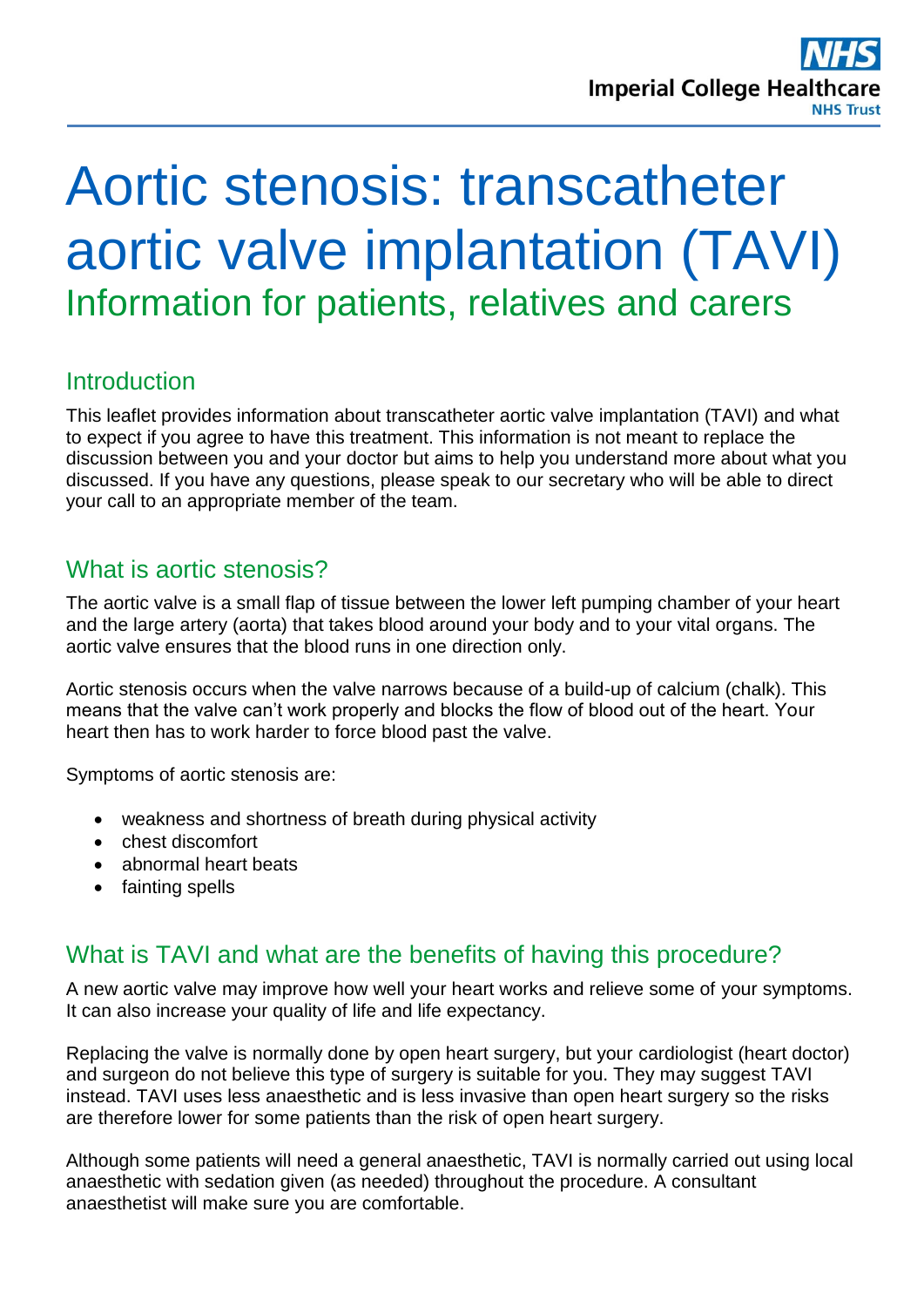# Aortic stenosis: transcatheter aortic valve implantation (TAVI)

## Information for patients, relatives and carers

## Introduction

This leaflet provides information about transcatheter aortic valve implantation (TAVI) and what to expect if you agree to have this treatment. This information is not meant to replace the discussion between you and your doctor but aims to help you understand more about what you discussed. If you have any questions, please speak to our secretary who will be able to direct your call to an appropriate member of the team.

## What is aortic stenosis?

The aortic valve is a small flap of tissue between the lower left pumping chamber of your heart and the large artery (aorta) that takes blood around your body and to your vital organs. The aortic valve ensures that the blood runs in one direction only.

Aortic stenosis occurs when the valve narrows because of a build-up of calcium (chalk). This means that the valve can't work properly and blocks the flow of blood out of the heart. Your heart then has to work harder to force blood past the valve.

Symptoms of aortic stenosis are:

- weakness and shortness of breath during physical activity
- chest discomfort
- abnormal heart beats
- fainting spells

## What is TAVI and what are the benefits of having this procedure?

A new aortic valve may improve how well your heart works and relieve some of your symptoms. It can also increase your quality of life and life expectancy.

Replacing the valve is normally done by open heart surgery, but your cardiologist (heart doctor) and surgeon do not believe this type of surgery is suitable for you. They may suggest TAVI instead. TAVI uses less anaesthetic and is less invasive than open heart surgery so the risks are therefore lower for some patients than the risk of open heart surgery.

Although some patients will need a general anaesthetic, TAVI is normally carried out using local anaesthetic with sedation given (as needed) throughout the procedure. A consultant anaesthetist will make sure you are comfortable.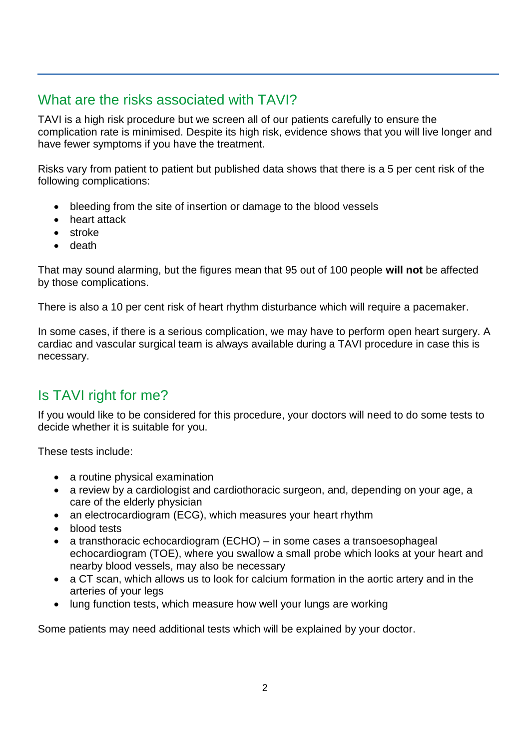## What are the risks associated with TAVI?

TAVI is a high risk procedure but we screen all of our patients carefully to ensure the complication rate is minimised. Despite its high risk, evidence shows that you will live longer and have fewer symptoms if you have the treatment.

Risks vary from patient to patient but published data shows that there is a 5 per cent risk of the following complications:

- bleeding from the site of insertion or damage to the blood vessels
- heart attack
- stroke
- death

That may sound alarming, but the figures mean that 95 out of 100 people **will not** be affected by those complications.

There is also a 10 per cent risk of heart rhythm disturbance which will require a pacemaker.

In some cases, if there is a serious complication, we may have to perform open heart surgery. A cardiac and vascular surgical team is always available during a TAVI procedure in case this is necessary.

## Is TAVI right for me?

If you would like to be considered for this procedure, your doctors will need to do some tests to decide whether it is suitable for you.

These tests include:

- a routine physical examination
- a review by a cardiologist and cardiothoracic surgeon, and, depending on your age, a care of the elderly physician
- an electrocardiogram (ECG), which measures your heart rhythm
- blood tests
- a transthoracic echocardiogram (ECHO) – in some cases a transoesophageal echocardiogram (TOE), where you swallow a small probe which looks at your heart and nearby blood vessels, may also be necessary
- a CT scan, which allows us to look for calcium formation in the aortic artery and in the arteries of your legs
- lung function tests, which measure how well your lungs are working

Some patients may need additional tests which will be explained by your doctor.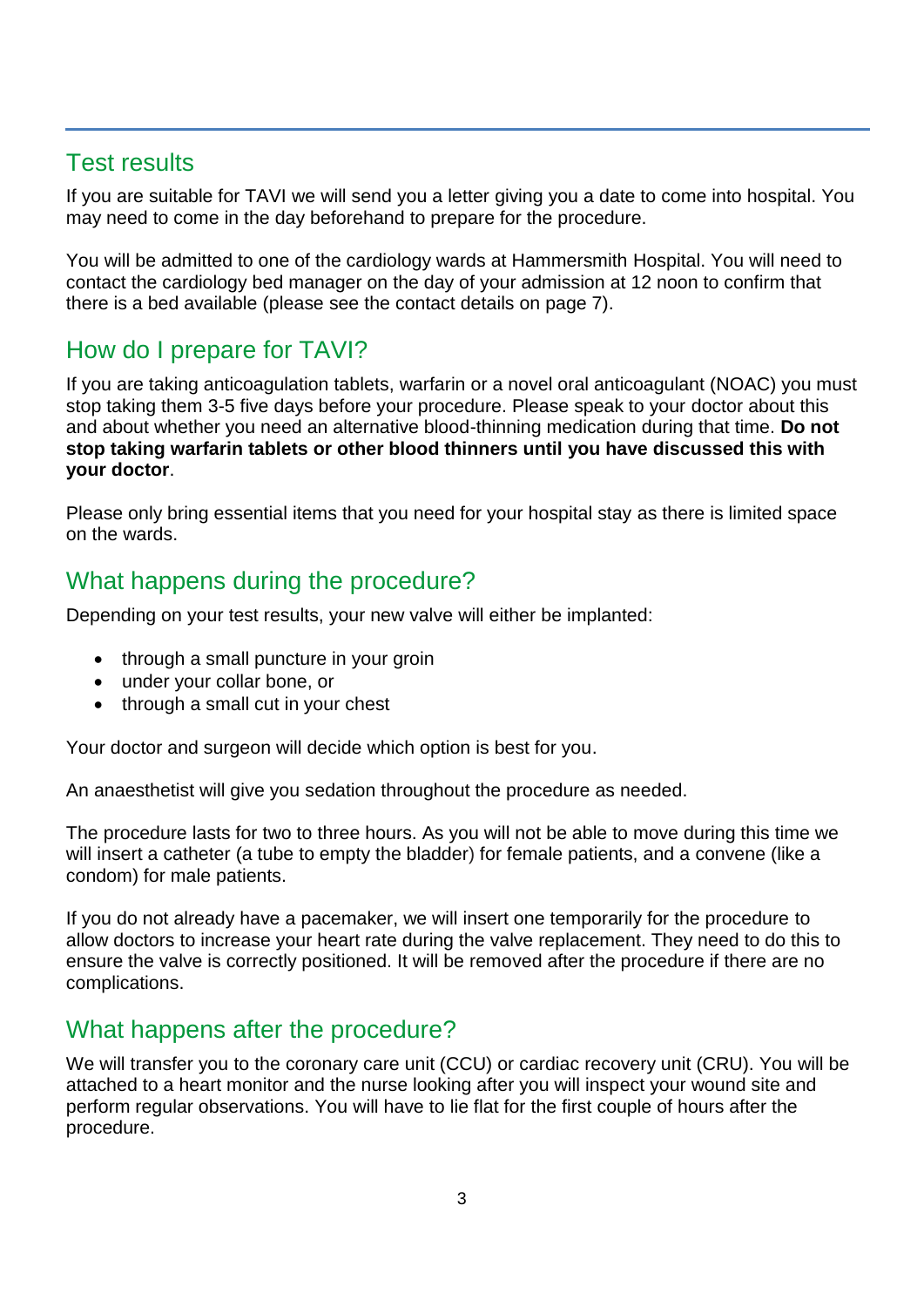## Test results

If you are suitable for TAVI we will send you a letter giving you a date to come into hospital. You may need to come in the day beforehand to prepare for the procedure.

You will be admitted to one of the cardiology wards at Hammersmith Hospital. You will need to contact the cardiology bed manager on the day of your admission at 12 noon to confirm that there is a bed available (please see the contact details on page 7).

## How do I prepare for TAVI?

If you are taking anticoagulation tablets, warfarin or a novel oral anticoagulant (NOAC) you must stop taking them 3-5 five days before your procedure. Please speak to your doctor about this and about whether you need an alternative blood-thinning medication during that time. **Do not stop taking warfarin tablets or other blood thinners until you have discussed this with your doctor**.

Please only bring essential items that you need for your hospital stay as there is limited space on the wards.

## What happens during the procedure?

Depending on your test results, your new valve will either be implanted:

- through a small puncture in your groin
- under your collar bone, or
- through a small cut in your chest

Your doctor and surgeon will decide which option is best for you.

An anaesthetist will give you sedation throughout the procedure as needed.

The procedure lasts for two to three hours. As you will not be able to move during this time we will insert a catheter (a tube to empty the bladder) for female patients, and a convene (like a condom) for male patients.

If you do not already have a pacemaker, we will insert one temporarily for the procedure to allow doctors to increase your heart rate during the valve replacement. They need to do this to ensure the valve is correctly positioned. It will be removed after the procedure if there are no complications.

## What happens after the procedure?

We will transfer you to the coronary care unit (CCU) or cardiac recovery unit (CRU). You will be attached to a heart monitor and the nurse looking after you will inspect your wound site and perform regular observations. You will have to lie flat for the first couple of hours after the procedure.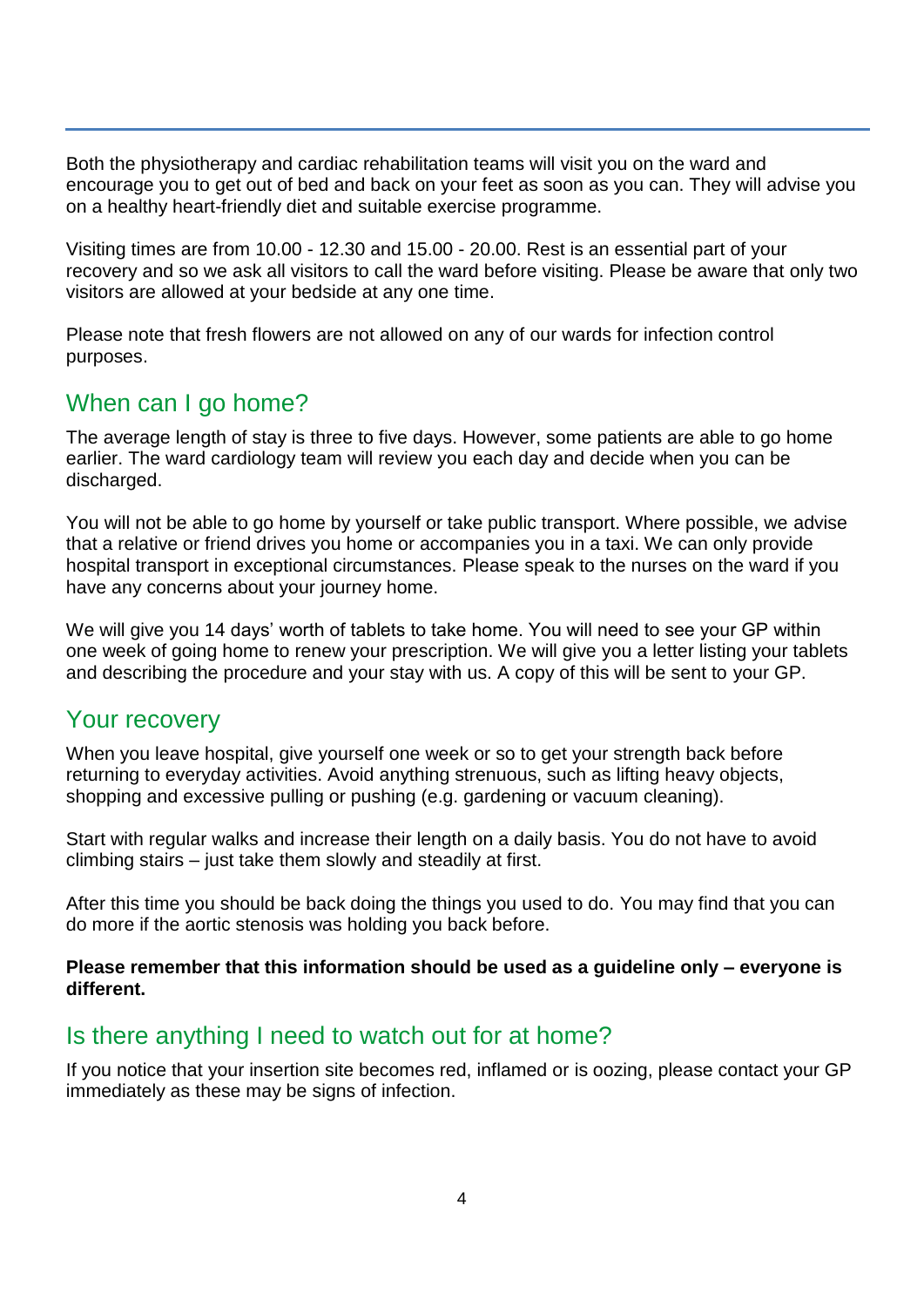Both the physiotherapy and cardiac rehabilitation teams will visit you on the ward and encourage you to get out of bed and back on your feet as soon as you can. They will advise you on a healthy heart-friendly diet and suitable exercise programme.

Visiting times are from 10.00 - 12.30 and 15.00 - 20.00. Rest is an essential part of your recovery and so we ask all visitors to call the ward before visiting. Please be aware that only two visitors are allowed at your bedside at any one time.

Please note that fresh flowers are not allowed on any of our wards for infection control purposes.

## When can I go home?

The average length of stay is three to five days. However, some patients are able to go home earlier. The ward cardiology team will review you each day and decide when you can be discharged.

You will not be able to go home by yourself or take public transport. Where possible, we advise that a relative or friend drives you home or accompanies you in a taxi. We can only provide hospital transport in exceptional circumstances. Please speak to the nurses on the ward if you have any concerns about your journey home.

We will give you 14 days' worth of tablets to take home. You will need to see your GP within one week of going home to renew your prescription. We will give you a letter listing your tablets and describing the procedure and your stay with us. A copy of this will be sent to your GP.

## Your recovery

When you leave hospital, give yourself one week or so to get your strength back before returning to everyday activities. Avoid anything strenuous, such as lifting heavy objects, shopping and excessive pulling or pushing (e.g. gardening or vacuum cleaning).

Start with regular walks and increase their length on a daily basis. You do not have to avoid climbing stairs – just take them slowly and steadily at first.

After this time you should be back doing the things you used to do. You may find that you can do more if the aortic stenosis was holding you back before.

**Please remember that this information should be used as a guideline only – everyone is different.**

## Is there anything I need to watch out for at home?

If you notice that your insertion site becomes red, inflamed or is oozing, please contact your GP immediately as these may be signs of infection.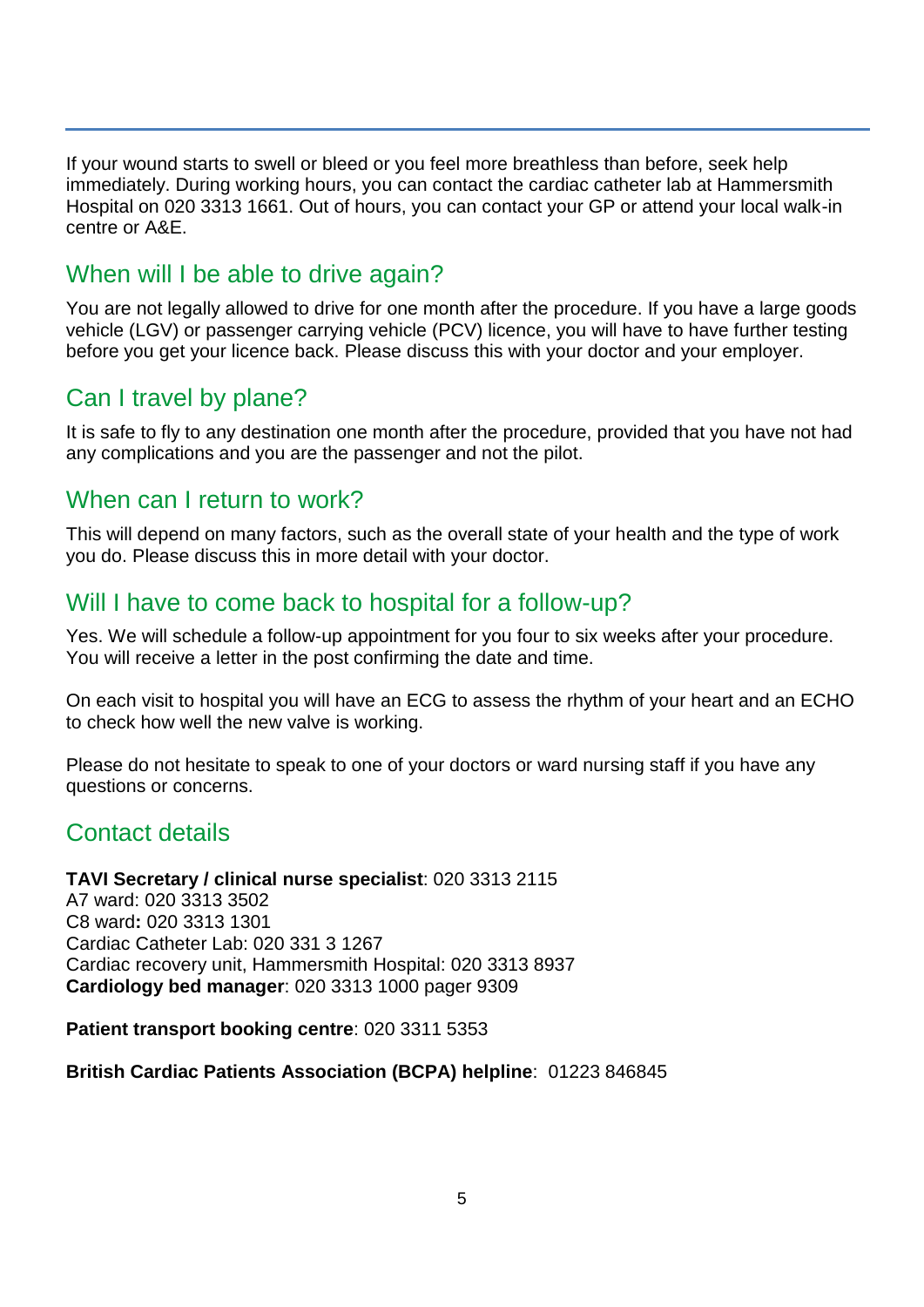If your wound starts to swell or bleed or you feel more breathless than before, seek help immediately. During working hours, you can contact the cardiac catheter lab at Hammersmith Hospital on 020 3313 1661. Out of hours, you can contact your GP or attend your local walk-in centre or A&E.

## When will I be able to drive again?

You are not legally allowed to drive for one month after the procedure. If you have a large goods vehicle (LGV) or passenger carrying vehicle (PCV) licence, you will have to have further testing before you get your licence back. Please discuss this with your doctor and your employer.

## Can I travel by plane?

It is safe to fly to any destination one month after the procedure, provided that you have not had any complications and you are the passenger and not the pilot.

## When can I return to work?

This will depend on many factors, such as the overall state of your health and the type of work you do. Please discuss this in more detail with your doctor.

## Will I have to come back to hospital for a follow-up?

Yes. We will schedule a follow-up appointment for you four to six weeks after your procedure. You will receive a letter in the post confirming the date and time.

On each visit to hospital you will have an ECG to assess the rhythm of your heart and an ECHO to check how well the new valve is working.

Please do not hesitate to speak to one of your doctors or ward nursing staff if you have any questions or concerns.

## Contact details

**TAVI Secretary / clinical nurse specialist**: 020 3313 2115
A7 ward: 020 3313 3502
C8 ward**:** 020 3313 1301
Cardiac Catheter Lab: 020 331 3 1267
Cardiac recovery unit, Hammersmith Hospital: 020 3313 8937
**Cardiology bed manager**: 020 3313 1000 pager 9309

**Patient transport booking centre**: 020 3311 5353

**British Cardiac Patients Association (BCPA) helpline**: 01223 846845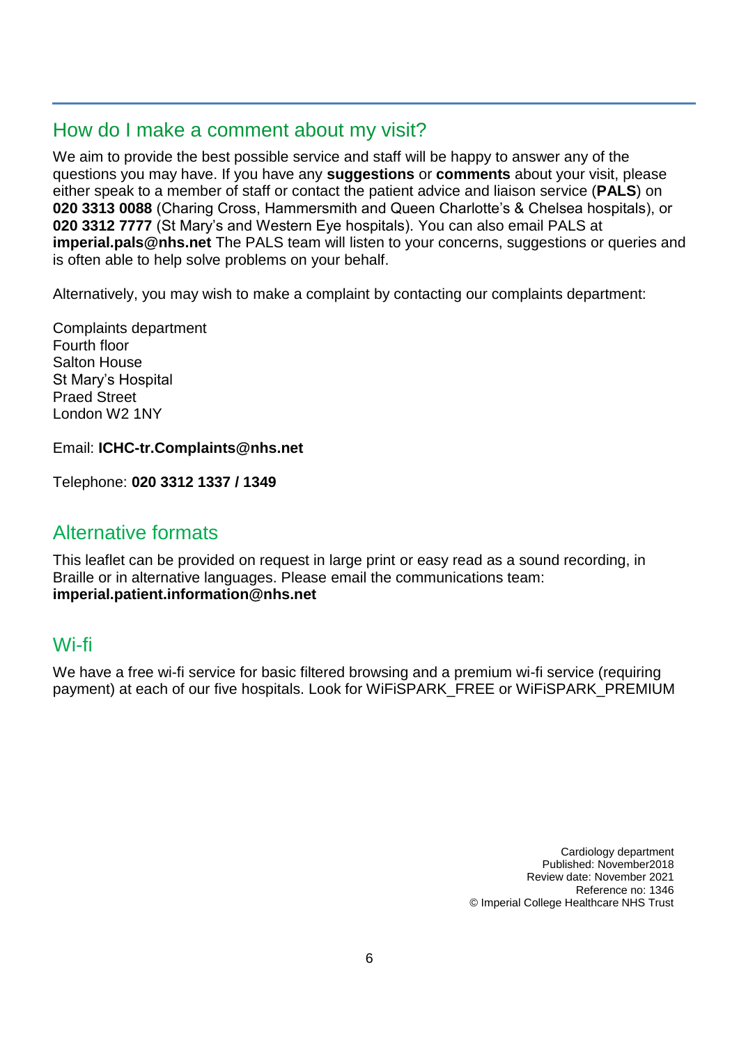## How do I make a comment about my visit?

We aim to provide the best possible service and staff will be happy to answer any of the questions you may have. If you have any **suggestions** or **comments** about your visit, please either speak to a member of staff or contact the patient advice and liaison service (**PALS**) on **020 3313 0088** (Charing Cross, Hammersmith and Queen Charlotte's & Chelsea hospitals), or **020 3312 7777** (St Mary's and Western Eye hospitals). You can also email PALS at **imperial.pals@nhs.net** The PALS team will listen to your concerns, suggestions or queries and is often able to help solve problems on your behalf.

Alternatively, you may wish to make a complaint by contacting our complaints department:

Complaints department
Fourth floor
Salton House
St Mary's Hospital
Praed Street
London W2 1NY

Email: **ICHC-tr.Complaints@nhs.net**

Telephone: **020 3312 1337 / 1349**

## Alternative formats

This leaflet can be provided on request in large print or easy read as a sound recording, in Braille or in alternative languages. Please email the communications team:
**imperial.patient.information@nhs.net**

## Wi-fi

We have a free wi-fi service for basic filtered browsing and a premium wi-fi service (requiring payment) at each of our five hospitals. Look for WiFiSPARK_FREE or WiFiSPARK_PREMIUM

Cardiology department
Published: November2018
Review date: November 2021
Reference no: 1346
© Imperial College Healthcare NHS Trust